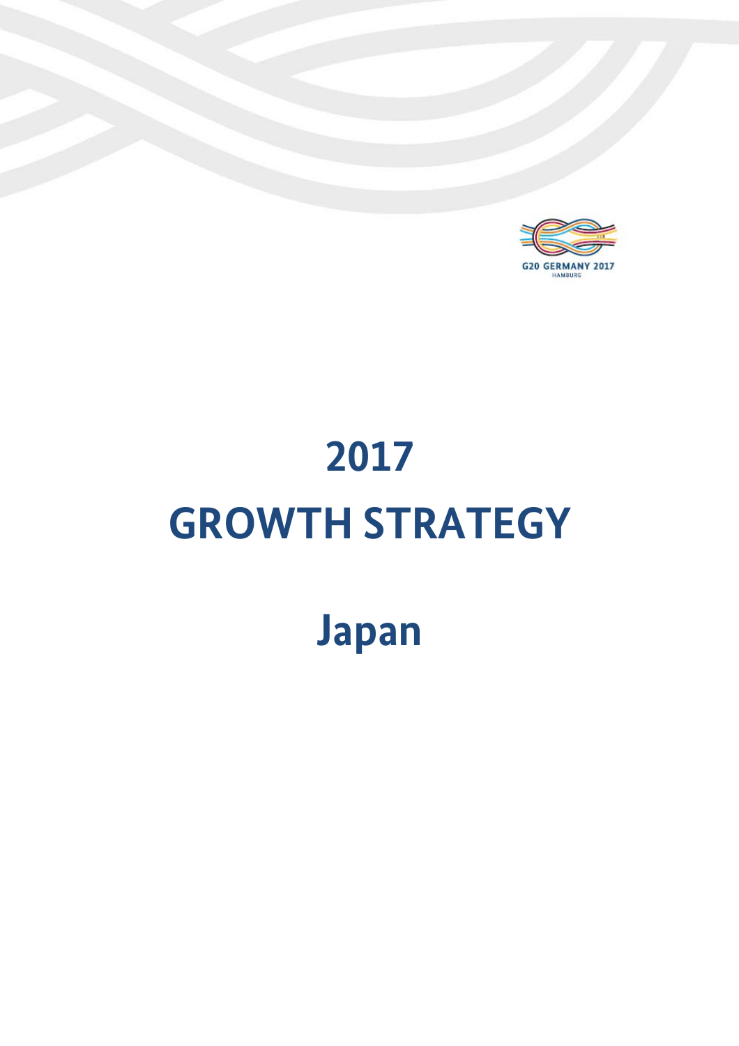G20 GERMANY 2017
HAMBURG

# 2017
# GROWTH STRATEGY

# Japan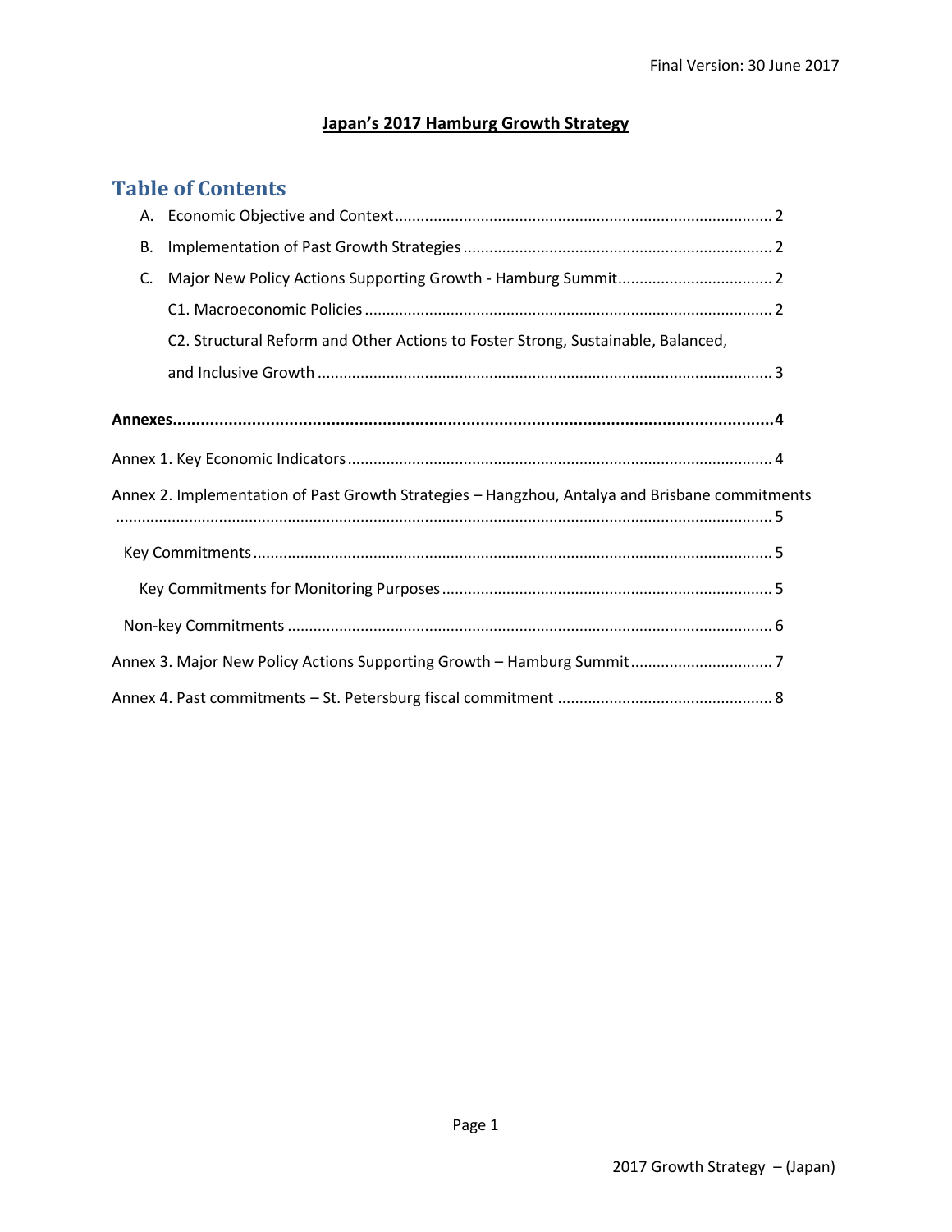Final Version: 30 June 2017

# Japan's 2017 Hamburg Growth Strategy

## Table of Contents

- A. Economic Objective and Context ........ 2
- B. Implementation of Past Growth Strategies ........ 2
- C. Major New Policy Actions Supporting Growth - Hamburg Summit ........ 2
  - C1. Macroeconomic Policies ........ 2
  - C2. Structural Reform and Other Actions to Foster Strong, Sustainable, Balanced, and Inclusive Growth ........ 3

**Annexes ........ 4**

Annex 1. Key Economic Indicators ........ 4

Annex 2. Implementation of Past Growth Strategies – Hangzhou, Antalya and Brisbane commitments ........ 5

- Key Commitments ........ 5
  - Key Commitments for Monitoring Purposes ........ 5
- Non-key Commitments ........ 6

Annex 3. Major New Policy Actions Supporting Growth – Hamburg Summit ........ 7

Annex 4. Past commitments – St. Petersburg fiscal commitment ........ 8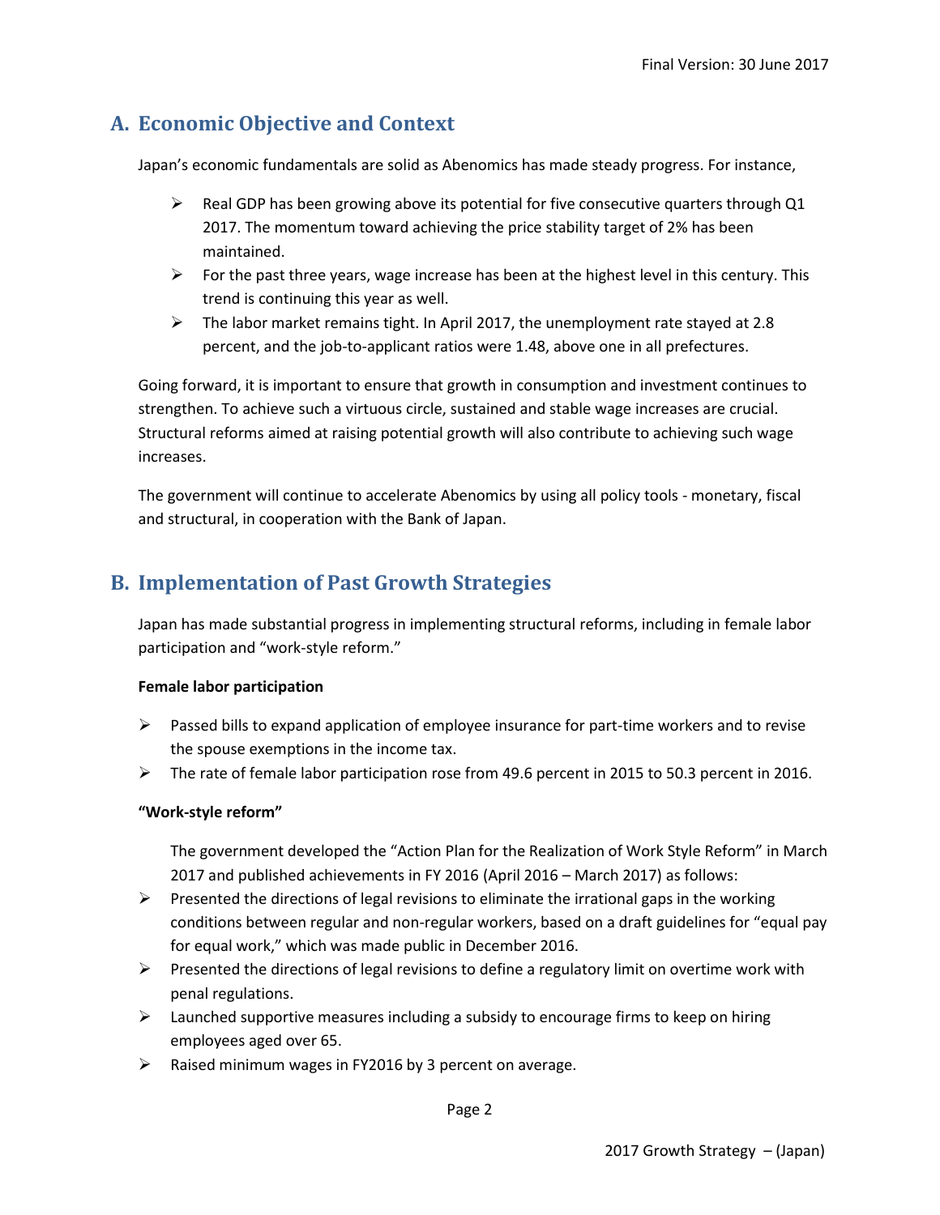## A. Economic Objective and Context

Japan's economic fundamentals are solid as Abenomics has made steady progress. For instance,

- Real GDP has been growing above its potential for five consecutive quarters through Q1 2017. The momentum toward achieving the price stability target of 2% has been maintained.
- For the past three years, wage increase has been at the highest level in this century. This trend is continuing this year as well.
- The labor market remains tight. In April 2017, the unemployment rate stayed at 2.8 percent, and the job-to-applicant ratios were 1.48, above one in all prefectures.

Going forward, it is important to ensure that growth in consumption and investment continues to strengthen. To achieve such a virtuous circle, sustained and stable wage increases are crucial. Structural reforms aimed at raising potential growth will also contribute to achieving such wage increases.

The government will continue to accelerate Abenomics by using all policy tools - monetary, fiscal and structural, in cooperation with the Bank of Japan.

## B. Implementation of Past Growth Strategies

Japan has made substantial progress in implementing structural reforms, including in female labor participation and "work-style reform."

**Female labor participation**

- Passed bills to expand application of employee insurance for part-time workers and to revise the spouse exemptions in the income tax.
- The rate of female labor participation rose from 49.6 percent in 2015 to 50.3 percent in 2016.

**"Work-style reform"**

The government developed the "Action Plan for the Realization of Work Style Reform" in March 2017 and published achievements in FY 2016 (April 2016 – March 2017) as follows:

- Presented the directions of legal revisions to eliminate the irrational gaps in the working conditions between regular and non-regular workers, based on a draft guidelines for "equal pay for equal work," which was made public in December 2016.
- Presented the directions of legal revisions to define a regulatory limit on overtime work with penal regulations.
- Launched supportive measures including a subsidy to encourage firms to keep on hiring employees aged over 65.
- Raised minimum wages in FY2016 by 3 percent on average.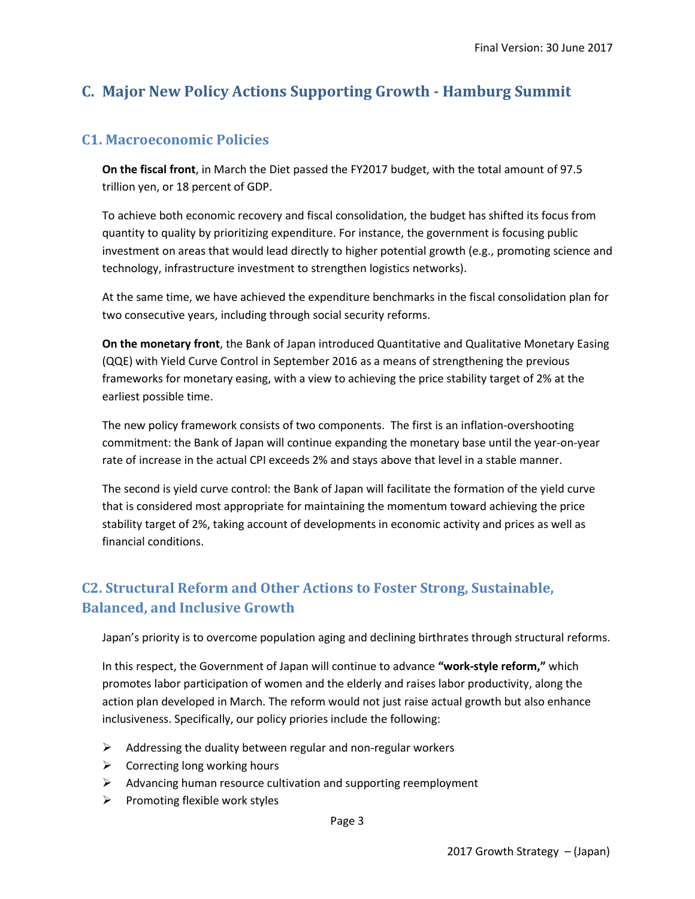## C. Major New Policy Actions Supporting Growth - Hamburg Summit

### C1. Macroeconomic Policies

**On the fiscal front**, in March the Diet passed the FY2017 budget, with the total amount of 97.5 trillion yen, or 18 percent of GDP.

To achieve both economic recovery and fiscal consolidation, the budget has shifted its focus from quantity to quality by prioritizing expenditure. For instance, the government is focusing public investment on areas that would lead directly to higher potential growth (e.g., promoting science and technology, infrastructure investment to strengthen logistics networks).

At the same time, we have achieved the expenditure benchmarks in the fiscal consolidation plan for two consecutive years, including through social security reforms.

**On the monetary front**, the Bank of Japan introduced Quantitative and Qualitative Monetary Easing (QQE) with Yield Curve Control in September 2016 as a means of strengthening the previous frameworks for monetary easing, with a view to achieving the price stability target of 2% at the earliest possible time.

The new policy framework consists of two components. The first is an inflation-overshooting commitment: the Bank of Japan will continue expanding the monetary base until the year-on-year rate of increase in the actual CPI exceeds 2% and stays above that level in a stable manner.

The second is yield curve control: the Bank of Japan will facilitate the formation of the yield curve that is considered most appropriate for maintaining the momentum toward achieving the price stability target of 2%, taking account of developments in economic activity and prices as well as financial conditions.

### C2. Structural Reform and Other Actions to Foster Strong, Sustainable, Balanced, and Inclusive Growth

Japan's priority is to overcome population aging and declining birthrates through structural reforms.

In this respect, the Government of Japan will continue to advance **"work-style reform,"** which promotes labor participation of women and the elderly and raises labor productivity, along the action plan developed in March. The reform would not just raise actual growth but also enhance inclusiveness. Specifically, our policy priorities include the following:

- Addressing the duality between regular and non-regular workers
- Correcting long working hours
- Advancing human resource cultivation and supporting reemployment
- Promoting flexible work styles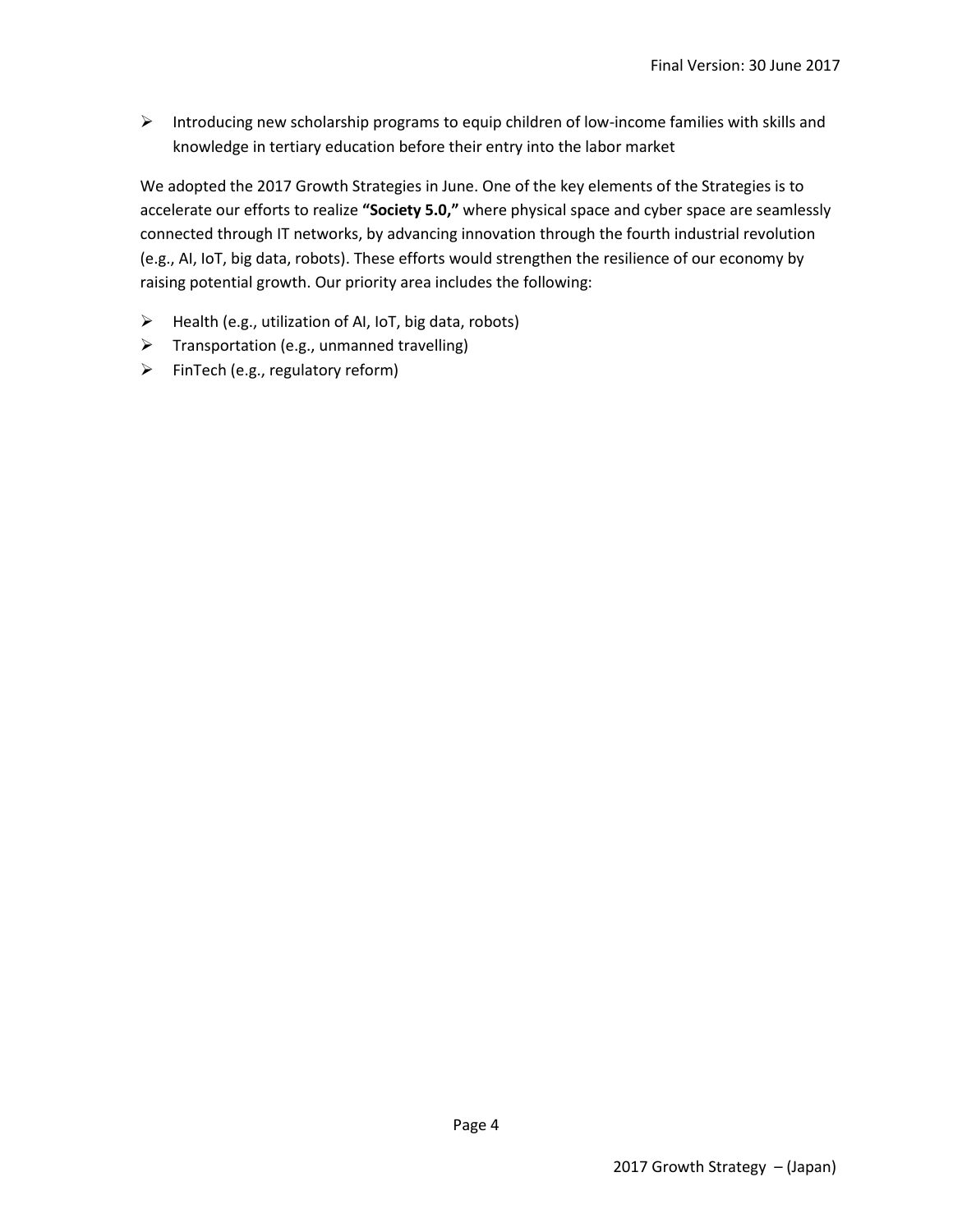- Introducing new scholarship programs to equip children of low-income families with skills and knowledge in tertiary education before their entry into the labor market

We adopted the 2017 Growth Strategies in June. One of the key elements of the Strategies is to accelerate our efforts to realize **"Society 5.0,"** where physical space and cyber space are seamlessly connected through IT networks, by advancing innovation through the fourth industrial revolution (e.g., AI, IoT, big data, robots). These efforts would strengthen the resilience of our economy by raising potential growth. Our priority area includes the following:

- Health (e.g., utilization of AI, IoT, big data, robots)
- Transportation (e.g., unmanned travelling)
- FinTech (e.g., regulatory reform)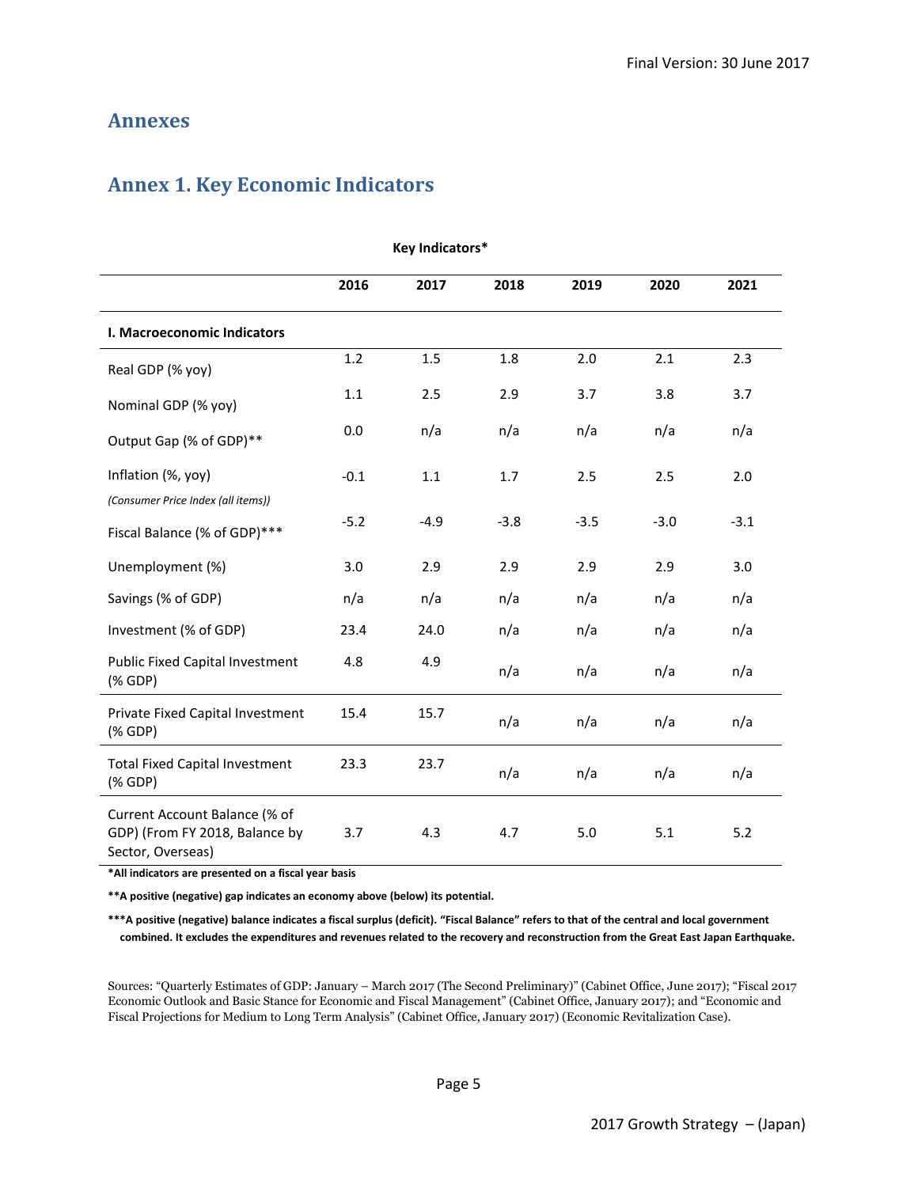# Annexes

## Annex 1. Key Economic Indicators

**Key Indicators***

| | 2016 | 2017 | 2018 | 2019 | 2020 | 2021 |
|---|---|---|---|---|---|---|
| **I. Macroeconomic Indicators** | | | | | | |
| Real GDP (% yoy) | 1.2 | 1.5 | 1.8 | 2.0 | 2.1 | 2.3 |
| Nominal GDP (% yoy) | 1.1 | 2.5 | 2.9 | 3.7 | 3.8 | 3.7 |
| Output Gap (% of GDP)** | 0.0 | n/a | n/a | n/a | n/a | n/a |
| Inflation (%, yoy) *(Consumer Price Index (all items))* | -0.1 | 1.1 | 1.7 | 2.5 | 2.5 | 2.0 |
| Fiscal Balance (% of GDP)*** | -5.2 | -4.9 | -3.8 | -3.5 | -3.0 | -3.1 |
| Unemployment (%) | 3.0 | 2.9 | 2.9 | 2.9 | 2.9 | 3.0 |
| Savings (% of GDP) | n/a | n/a | n/a | n/a | n/a | n/a |
| Investment (% of GDP) | 23.4 | 24.0 | n/a | n/a | n/a | n/a |
| Public Fixed Capital Investment (% GDP) | 4.8 | 4.9 | n/a | n/a | n/a | n/a |
| Private Fixed Capital Investment (% GDP) | 15.4 | 15.7 | n/a | n/a | n/a | n/a |
| Total Fixed Capital Investment (% GDP) | 23.3 | 23.7 | n/a | n/a | n/a | n/a |
| Current Account Balance (% of GDP) (From FY 2018, Balance by Sector, Overseas) | 3.7 | 4.3 | 4.7 | 5.0 | 5.1 | 5.2 |

***All indicators are presented on a fiscal year basis**

****A positive (negative) gap indicates an economy above (below) its potential.**

*****A positive (negative) balance indicates a fiscal surplus (deficit). "Fiscal Balance" refers to that of the central and local government combined. It excludes the expenditures and revenues related to the recovery and reconstruction from the Great East Japan Earthquake.**

Sources: "Quarterly Estimates of GDP: January – March 2017 (The Second Preliminary)" (Cabinet Office, June 2017); "Fiscal 2017 Economic Outlook and Basic Stance for Economic and Fiscal Management" (Cabinet Office, January 2017); and "Economic and Fiscal Projections for Medium to Long Term Analysis" (Cabinet Office, January 2017) (Economic Revitalization Case).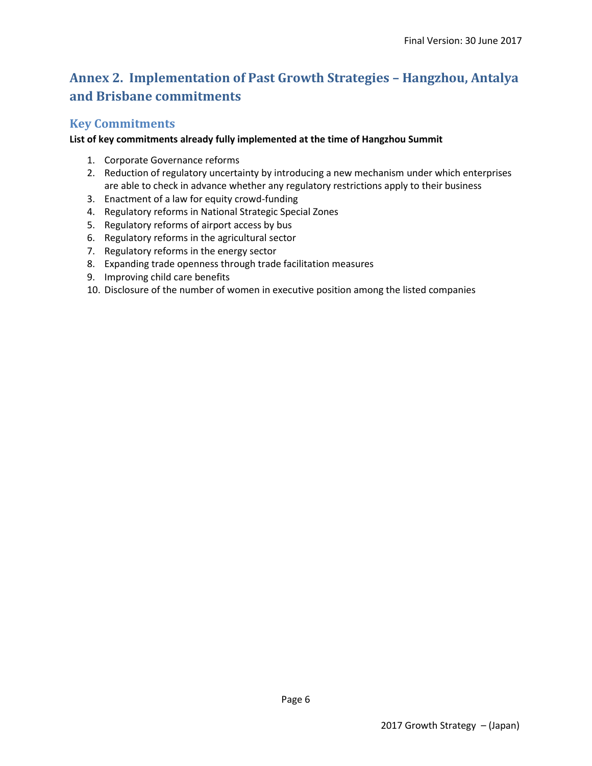## Annex 2. Implementation of Past Growth Strategies – Hangzhou, Antalya and Brisbane commitments

### Key Commitments

**List of key commitments already fully implemented at the time of Hangzhou Summit**

1. Corporate Governance reforms
2. Reduction of regulatory uncertainty by introducing a new mechanism under which enterprises are able to check in advance whether any regulatory restrictions apply to their business
3. Enactment of a law for equity crowd-funding
4. Regulatory reforms in National Strategic Special Zones
5. Regulatory reforms of airport access by bus
6. Regulatory reforms in the agricultural sector
7. Regulatory reforms in the energy sector
8. Expanding trade openness through trade facilitation measures
9. Improving child care benefits
10. Disclosure of the number of women in executive position among the listed companies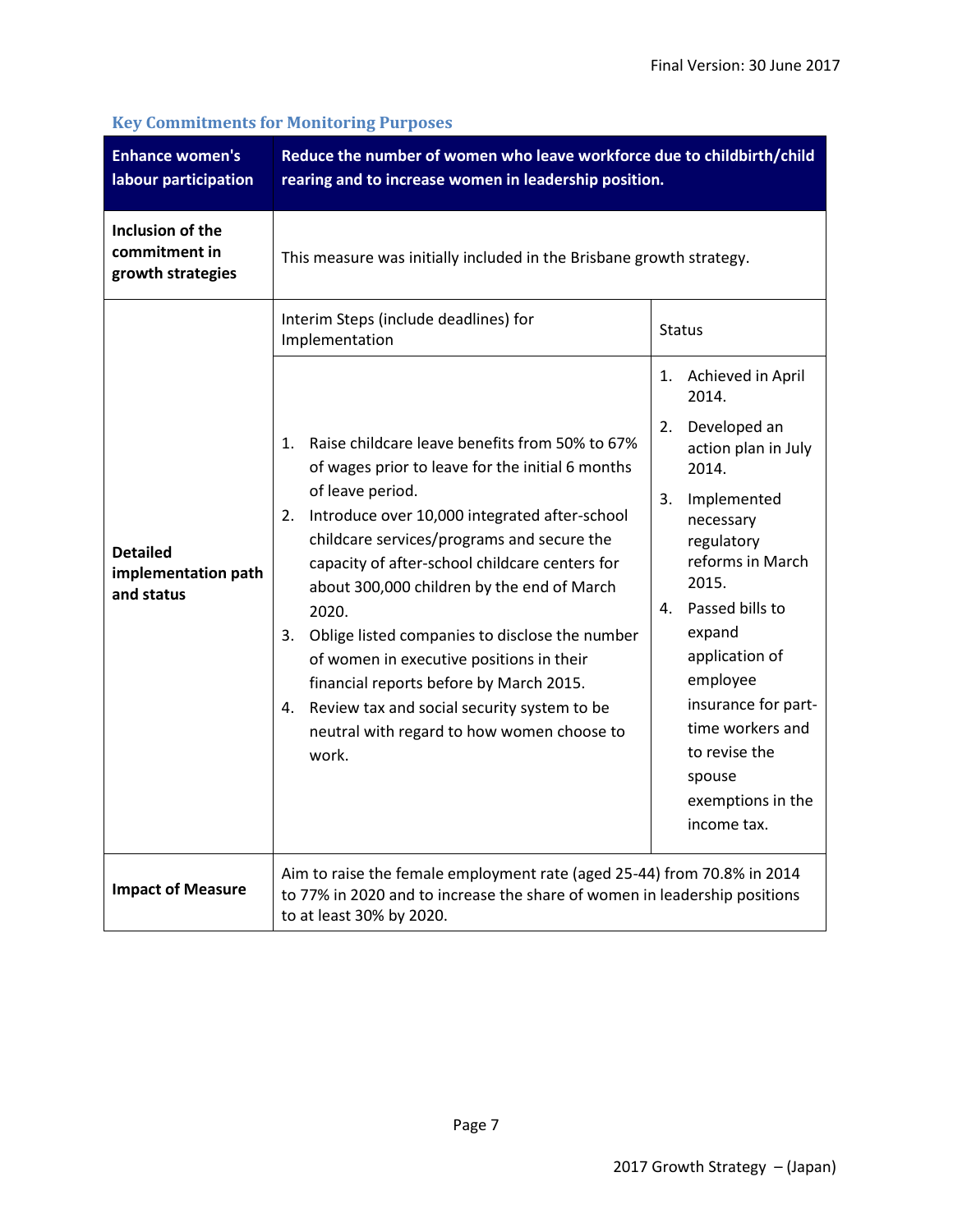### Key Commitments for Monitoring Purposes

| **Enhance women's labour participation** | **Reduce the number of women who leave workforce due to childbirth/child rearing and to increase women in leadership position.** | |
|---|---|---|
| **Inclusion of the commitment in growth strategies** | This measure was initially included in the Brisbane growth strategy. | |
| **Detailed implementation path and status** | Interim Steps (include deadlines) for Implementation | Status |
| | 1. Raise childcare leave benefits from 50% to 67% of wages prior to leave for the initial 6 months of leave period.<br>2. Introduce over 10,000 integrated after-school childcare services/programs and secure the capacity of after-school childcare centers for about 300,000 children by the end of March 2020.<br>3. Oblige listed companies to disclose the number of women in executive positions in their financial reports before by March 2015.<br>4. Review tax and social security system to be neutral with regard to how women choose to work. | 1. Achieved in April 2014.<br>2. Developed an action plan in July 2014.<br>3. Implemented necessary regulatory reforms in March 2015.<br>4. Passed bills to expand application of employee insurance for part-time workers and to revise the spouse exemptions in the income tax. |
| **Impact of Measure** | Aim to raise the female employment rate (aged 25-44) from 70.8% in 2014 to 77% in 2020 and to increase the share of women in leadership positions to at least 30% by 2020. | |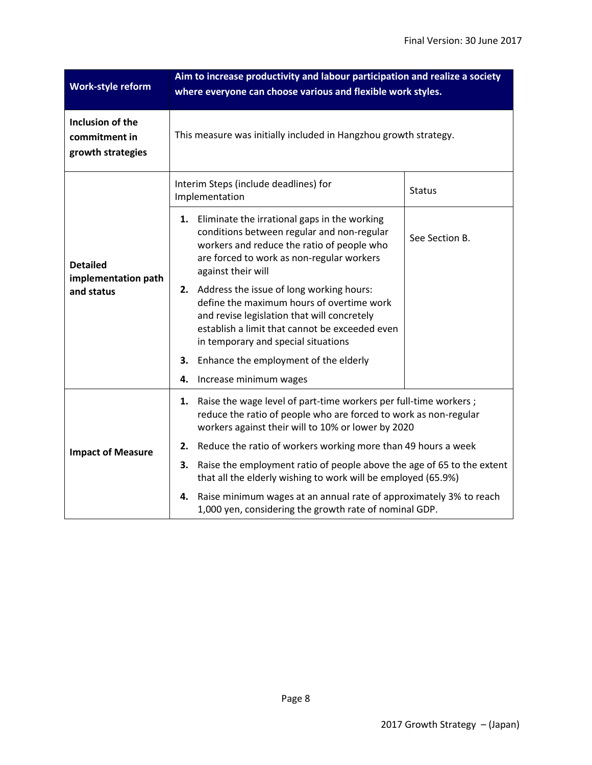| Work-style reform | Aim to increase productivity and labour participation and realize a society where everyone can choose various and flexible work styles. | |
|---|---|---|
| Inclusion of the commitment in growth strategies | This measure was initially included in Hangzhou growth strategy. | |
| Detailed implementation path and status | Interim Steps (include deadlines) for Implementation | Status |
| | **1.** Eliminate the irrational gaps in the working conditions between regular and non-regular workers and reduce the ratio of people who are forced to work as non-regular workers against their will<br>**2.** Address the issue of long working hours: define the maximum hours of overtime work and revise legislation that will concretely establish a limit that cannot be exceeded even in temporary and special situations<br>**3.** Enhance the employment of the elderly<br>**4.** Increase minimum wages | See Section B. |
| Impact of Measure | **1.** Raise the wage level of part-time workers per full-time workers ; reduce the ratio of people who are forced to work as non-regular workers against their will to 10% or lower by 2020<br>**2.** Reduce the ratio of workers working more than 49 hours a week<br>**3.** Raise the employment ratio of people above the age of 65 to the extent that all the elderly wishing to work will be employed (65.9%)<br>**4.** Raise minimum wages at an annual rate of approximately 3% to reach 1,000 yen, considering the growth rate of nominal GDP. | |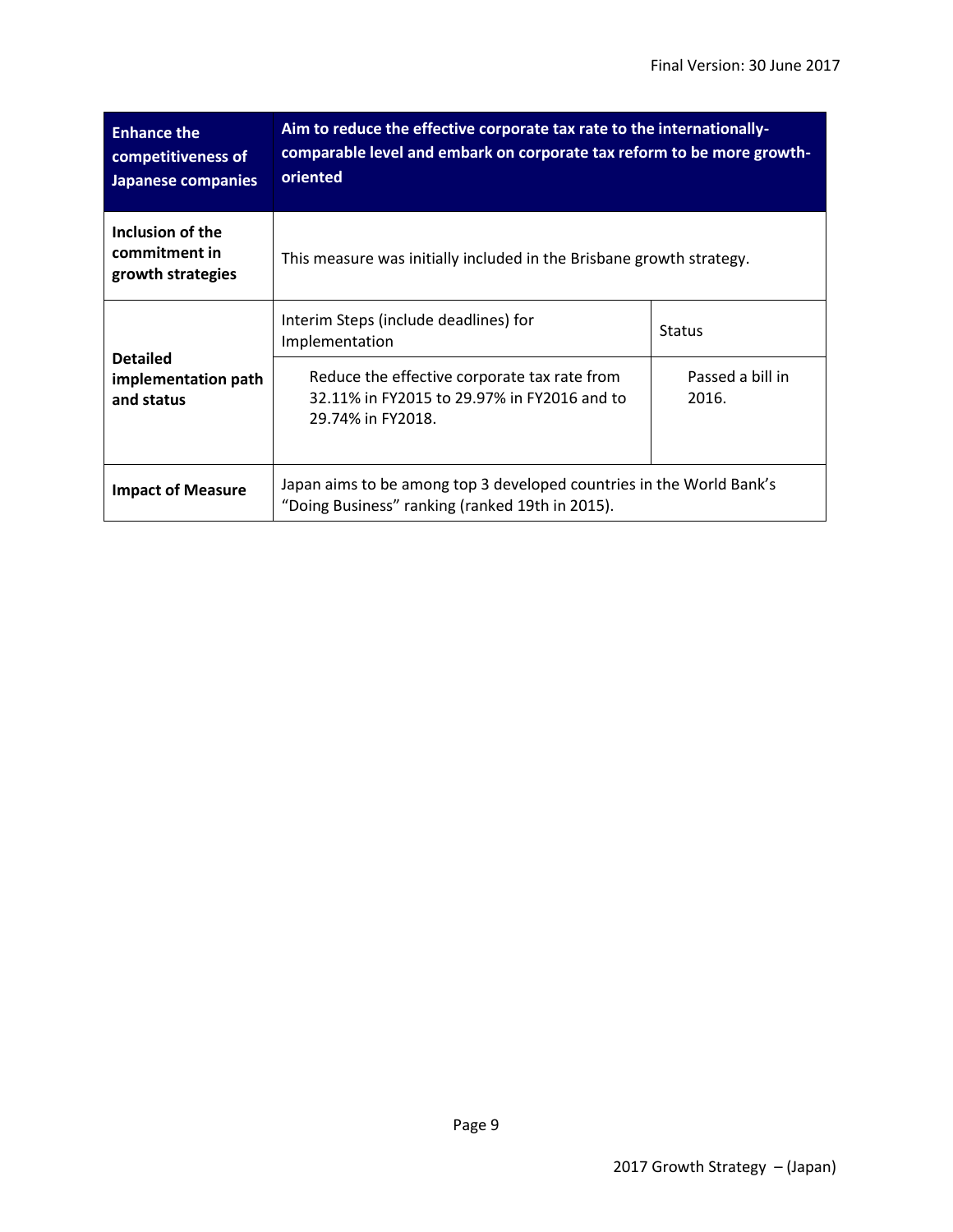| Enhance the competitiveness of Japanese companies | Aim to reduce the effective corporate tax rate to the internationally-comparable level and embark on corporate tax reform to be more growth-oriented | |
|---|---|---|
| Inclusion of the commitment in growth strategies | This measure was initially included in the Brisbane growth strategy. | |
| Detailed implementation path and status | Interim Steps (include deadlines) for Implementation | Status |
| | Reduce the effective corporate tax rate from 32.11% in FY2015 to 29.97% in FY2016 and to 29.74% in FY2018. | Passed a bill in 2016. |
| Impact of Measure | Japan aims to be among top 3 developed countries in the World Bank's "Doing Business" ranking (ranked 19th in 2015). | |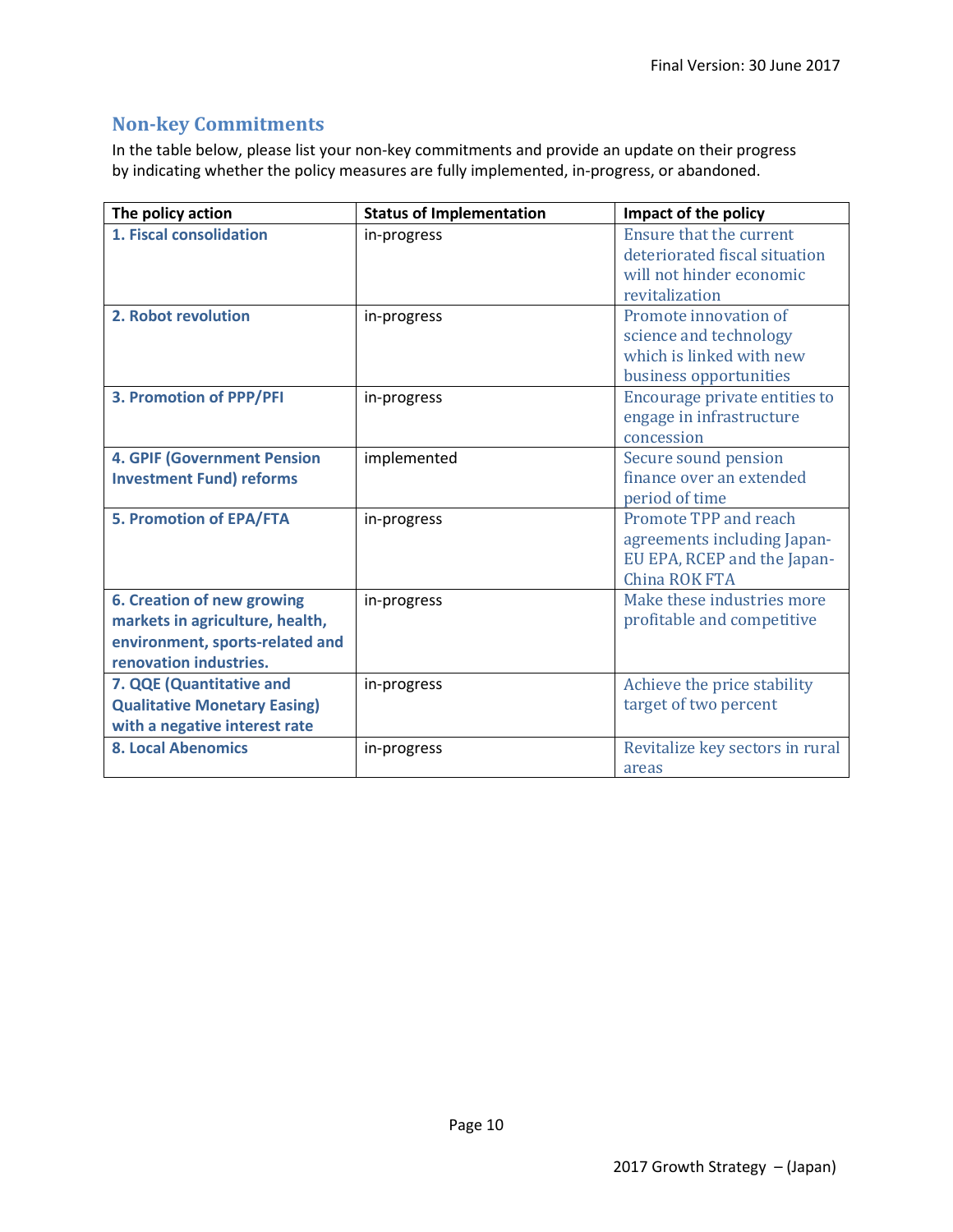## Non-key Commitments

In the table below, please list your non-key commitments and provide an update on their progress by indicating whether the policy measures are fully implemented, in-progress, or abandoned.

| The policy action | Status of Implementation | Impact of the policy |
|---|---|---|
| **1. Fiscal consolidation** | in-progress | Ensure that the current deteriorated fiscal situation will not hinder economic revitalization |
| **2. Robot revolution** | in-progress | Promote innovation of science and technology which is linked with new business opportunities |
| **3. Promotion of PPP/PFI** | in-progress | Encourage private entities to engage in infrastructure concession |
| **4. GPIF (Government Pension Investment Fund) reforms** | implemented | Secure sound pension finance over an extended period of time |
| **5. Promotion of EPA/FTA** | in-progress | Promote TPP and reach agreements including Japan-EU EPA, RCEP and the Japan-China ROK FTA |
| **6. Creation of new growing markets in agriculture, health, environment, sports-related and renovation industries.** | in-progress | Make these industries more profitable and competitive |
| **7. QQE (Quantitative and Qualitative Monetary Easing) with a negative interest rate** | in-progress | Achieve the price stability target of two percent |
| **8. Local Abenomics** | in-progress | Revitalize key sectors in rural areas |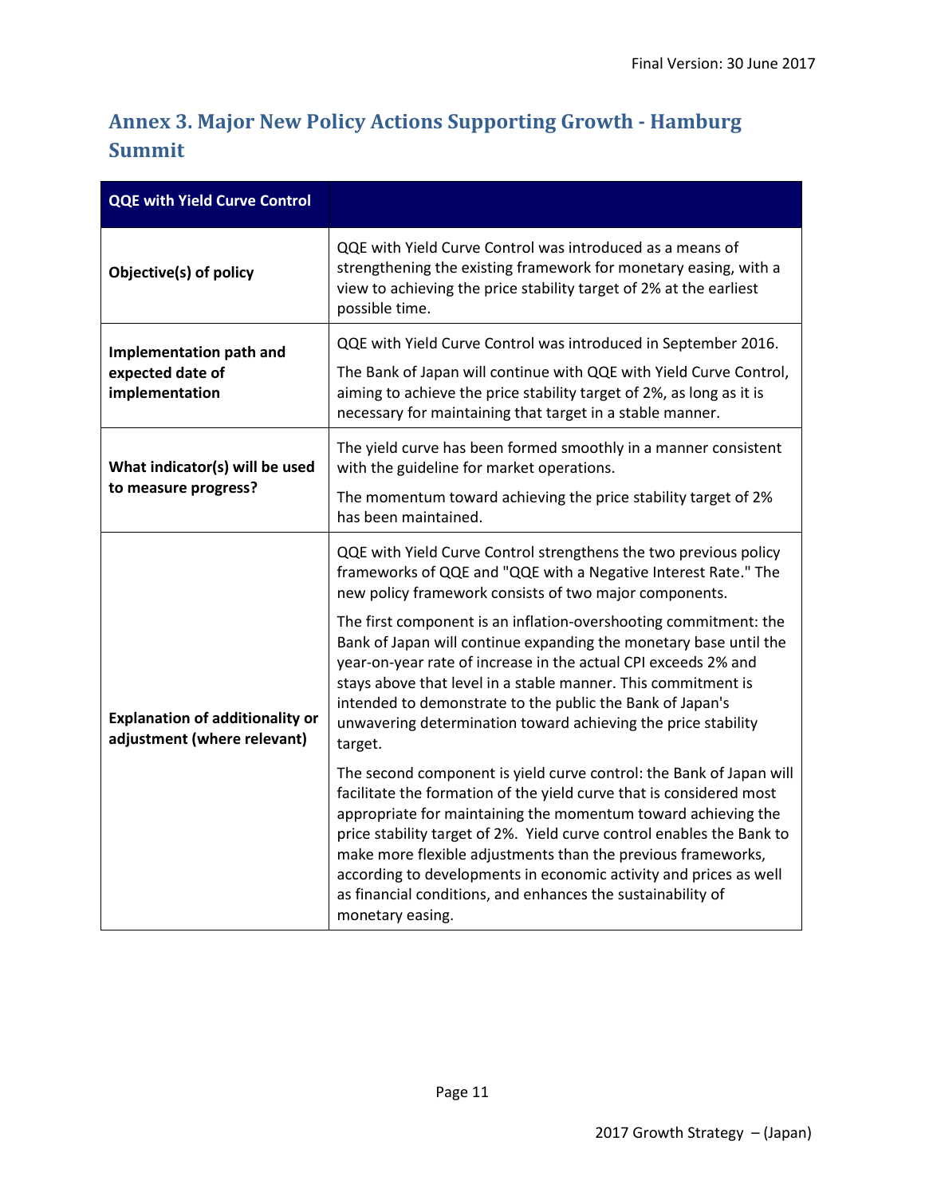## Annex 3. Major New Policy Actions Supporting Growth - Hamburg Summit

| QQE with Yield Curve Control | |
|---|---|
| **Objective(s) of policy** | QQE with Yield Curve Control was introduced as a means of strengthening the existing framework for monetary easing, with a view to achieving the price stability target of 2% at the earliest possible time. |
| **Implementation path and expected date of implementation** | QQE with Yield Curve Control was introduced in September 2016.<br><br>The Bank of Japan will continue with QQE with Yield Curve Control, aiming to achieve the price stability target of 2%, as long as it is necessary for maintaining that target in a stable manner. |
| **What indicator(s) will be used to measure progress?** | The yield curve has been formed smoothly in a manner consistent with the guideline for market operations.<br><br>The momentum toward achieving the price stability target of 2% has been maintained. |
| **Explanation of additionality or adjustment (where relevant)** | QQE with Yield Curve Control strengthens the two previous policy frameworks of QQE and "QQE with a Negative Interest Rate." The new policy framework consists of two major components.<br><br>The first component is an inflation-overshooting commitment: the Bank of Japan will continue expanding the monetary base until the year-on-year rate of increase in the actual CPI exceeds 2% and stays above that level in a stable manner. This commitment is intended to demonstrate to the public the Bank of Japan's unwavering determination toward achieving the price stability target.<br><br>The second component is yield curve control: the Bank of Japan will facilitate the formation of the yield curve that is considered most appropriate for maintaining the momentum toward achieving the price stability target of 2%. Yield curve control enables the Bank to make more flexible adjustments than the previous frameworks, according to developments in economic activity and prices as well as financial conditions, and enhances the sustainability of monetary easing. |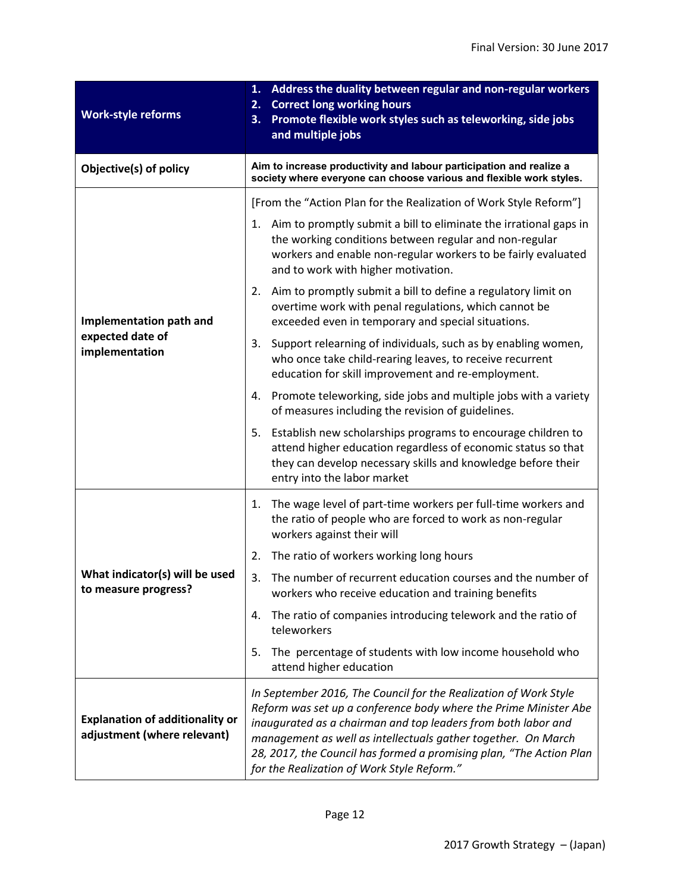| **Work-style reforms** | **1. Address the duality between regular and non-regular workers**<br>**2. Correct long working hours**<br>**3. Promote flexible work styles such as teleworking, side jobs and multiple jobs** |
|---|---|
| **Objective(s) of policy** | **Aim to increase productivity and labour participation and realize a society where everyone can choose various and flexible work styles.** |
| **Implementation path and expected date of implementation** | [From the "Action Plan for the Realization of Work Style Reform"]<br>1. Aim to promptly submit a bill to eliminate the irrational gaps in the working conditions between regular and non-regular workers and enable non-regular workers to be fairly evaluated and to work with higher motivation.<br>2. Aim to promptly submit a bill to define a regulatory limit on overtime work with penal regulations, which cannot be exceeded even in temporary and special situations.<br>3. Support relearning of individuals, such as by enabling women, who once take child-rearing leaves, to receive recurrent education for skill improvement and re-employment.<br>4. Promote teleworking, side jobs and multiple jobs with a variety of measures including the revision of guidelines.<br>5. Establish new scholarships programs to encourage children to attend higher education regardless of economic status so that they can develop necessary skills and knowledge before their entry into the labor market |
| **What indicator(s) will be used to measure progress?** | 1. The wage level of part-time workers per full-time workers and the ratio of people who are forced to work as non-regular workers against their will<br>2. The ratio of workers working long hours<br>3. The number of recurrent education courses and the number of workers who receive education and training benefits<br>4. The ratio of companies introducing telework and the ratio of teleworkers<br>5. The percentage of students with low income household who attend higher education |
| **Explanation of additionality or adjustment (where relevant)** | *In September 2016, The Council for the Realization of Work Style Reform was set up a conference body where the Prime Minister Abe inaugurated as a chairman and top leaders from both labor and management as well as intellectuals gather together. On March 28, 2017, the Council has formed a promising plan, "The Action Plan for the Realization of Work Style Reform."* |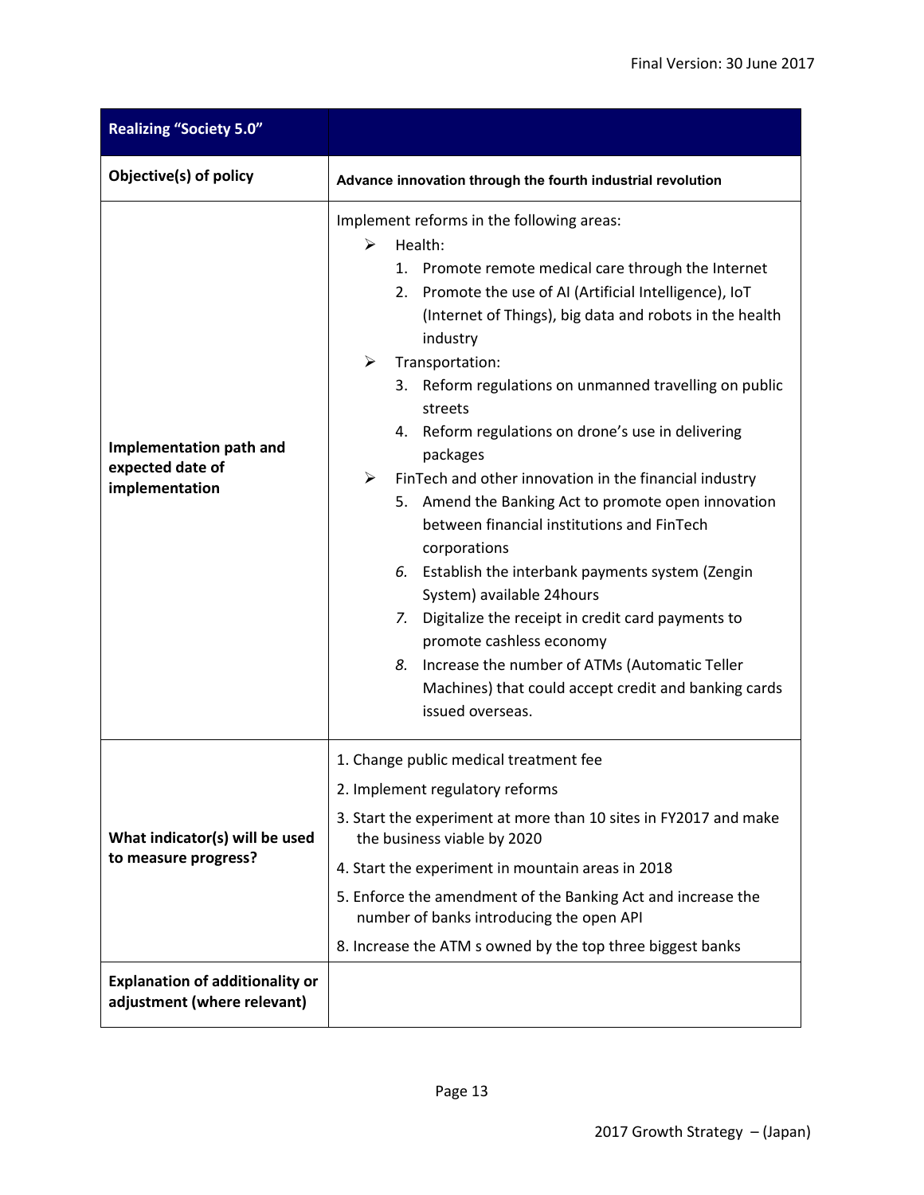| Realizing "Society 5.0" | |
|---|---|
| **Objective(s) of policy** | **Advance innovation through the fourth industrial revolution** |
| **Implementation path and expected date of implementation** | Implement reforms in the following areas:<br>➢ Health:<br>1. Promote remote medical care through the Internet<br>2. Promote the use of AI (Artificial Intelligence), IoT (Internet of Things), big data and robots in the health industry<br>➢ Transportation:<br>3. Reform regulations on unmanned travelling on public streets<br>4. Reform regulations on drone's use in delivering packages<br>➢ FinTech and other innovation in the financial industry<br>5. Amend the Banking Act to promote open innovation between financial institutions and FinTech corporations<br>*6.* Establish the interbank payments system (Zengin System) available 24hours<br>*7.* Digitalize the receipt in credit card payments to promote cashless economy<br>*8.* Increase the number of ATMs (Automatic Teller Machines) that could accept credit and banking cards issued overseas. |
| **What indicator(s) will be used to measure progress?** | 1. Change public medical treatment fee<br>2. Implement regulatory reforms<br>3. Start the experiment at more than 10 sites in FY2017 and make the business viable by 2020<br>4. Start the experiment in mountain areas in 2018<br>5. Enforce the amendment of the Banking Act and increase the number of banks introducing the open API<br>8. Increase the ATM s owned by the top three biggest banks |
| **Explanation of additionality or adjustment (where relevant)** | |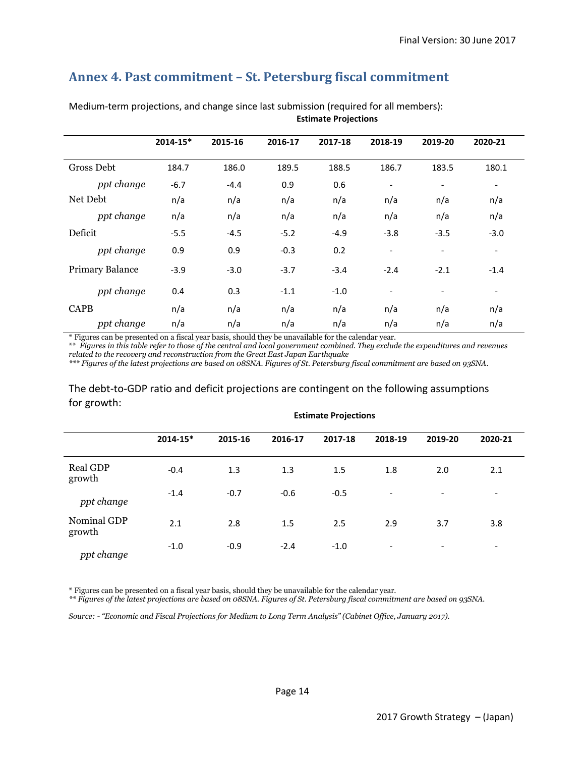## Annex 4. Past commitment – St. Petersburg fiscal commitment

Medium-term projections, and change since last submission (required for all members):

| | Estimate | | Projections | | | | |
|---|---|---|---|---|---|---|---|
| | 2014-15* | 2015-16 | 2016-17 | 2017-18 | 2018-19 | 2019-20 | 2020-21 |
| Gross Debt | 184.7 | 186.0 | 189.5 | 188.5 | 186.7 | 183.5 | 180.1 |
| *ppt change* | -6.7 | -4.4 | 0.9 | 0.6 | - | - | - |
| Net Debt | n/a | n/a | n/a | n/a | n/a | n/a | n/a |
| *ppt change* | n/a | n/a | n/a | n/a | n/a | n/a | n/a |
| Deficit | -5.5 | -4.5 | -5.2 | -4.9 | -3.8 | -3.5 | -3.0 |
| *ppt change* | 0.9 | 0.9 | -0.3 | 0.2 | - | - | - |
| Primary Balance | -3.9 | -3.0 | -3.7 | -3.4 | -2.4 | -2.1 | -1.4 |
| *ppt change* | 0.4 | 0.3 | -1.1 | -1.0 | - | - | - |
| CAPB | n/a | n/a | n/a | n/a | n/a | n/a | n/a |
| *ppt change* | n/a | n/a | n/a | n/a | n/a | n/a | n/a |

\* Figures can be presented on a fiscal year basis, should they be unavailable for the calendar year.
*\*\* Figures in this table refer to those of the central and local government combined. They exclude the expenditures and revenues related to the recovery and reconstruction from the Great East Japan Earthquake*
*\*\*\* Figures of the latest projections are based on 08SNA. Figures of St. Petersburg fiscal commitment are based on 93SNA.*

The debt-to-GDP ratio and deficit projections are contingent on the following assumptions for growth:

| | Estimate | | Projections | | | | |
|---|---|---|---|---|---|---|---|
| | 2014-15* | 2015-16 | 2016-17 | 2017-18 | 2018-19 | 2019-20 | 2020-21 |
| Real GDP growth | -0.4 | 1.3 | 1.3 | 1.5 | 1.8 | 2.0 | 2.1 |
| *ppt change* | -1.4 | -0.7 | -0.6 | -0.5 | - | - | - |
| Nominal GDP growth | 2.1 | 2.8 | 1.5 | 2.5 | 2.9 | 3.7 | 3.8 |
| *ppt change* | -1.0 | -0.9 | -2.4 | -1.0 | - | - | - |

\* Figures can be presented on a fiscal year basis, should they be unavailable for the calendar year.
*\*\* Figures of the latest projections are based on 08SNA. Figures of St. Petersburg fiscal commitment are based on 93SNA.*

*Source: - "Economic and Fiscal Projections for Medium to Long Term Analysis" (Cabinet Office, January 2017).*